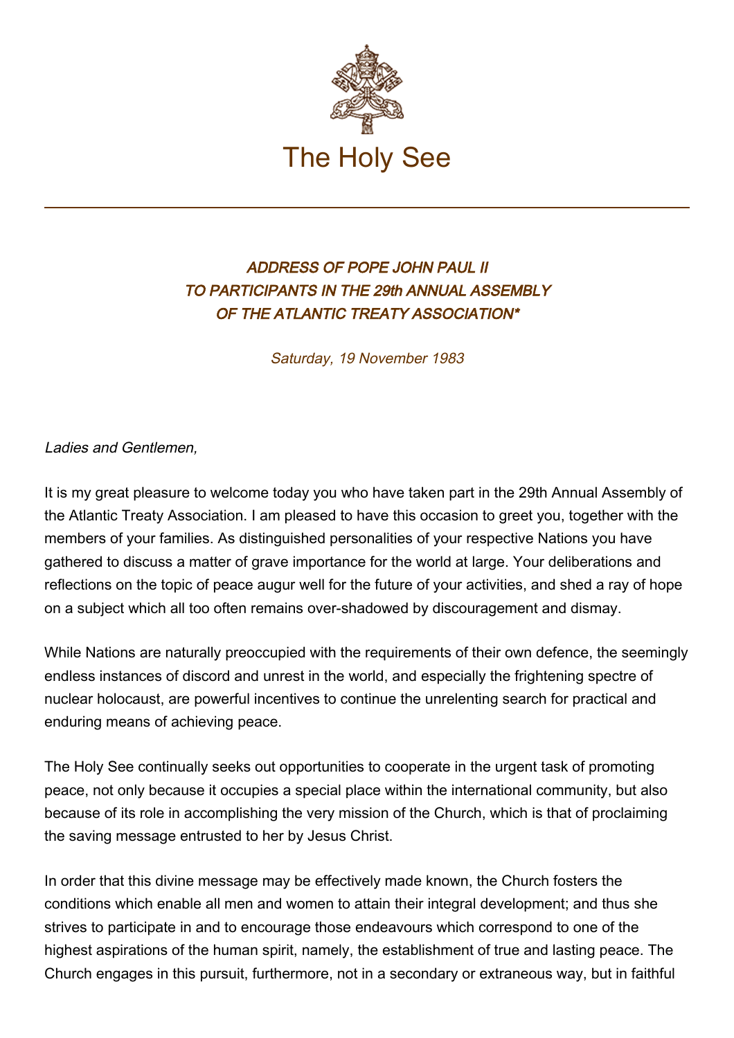The Holy See

## *ADDRESS OF POPE JOHN PAUL II TO PARTICIPANTS IN THE 29th ANNUAL ASSEMBLY OF THE ATLANTIC TREATY ASSOCIATION**

*Saturday, 19 November 1983*

*Ladies and Gentlemen,*

It is my great pleasure to welcome today you who have taken part in the 29th Annual Assembly of the Atlantic Treaty Association. I am pleased to have this occasion to greet you, together with the members of your families. As distinguished personalities of your respective Nations you have gathered to discuss a matter of grave importance for the world at large. Your deliberations and reflections on the topic of peace augur well for the future of your activities, and shed a ray of hope on a subject which all too often remains over-shadowed by discouragement and dismay.

While Nations are naturally preoccupied with the requirements of their own defence, the seemingly endless instances of discord and unrest in the world, and especially the frightening spectre of nuclear holocaust, are powerful incentives to continue the unrelenting search for practical and enduring means of achieving peace.

The Holy See continually seeks out opportunities to cooperate in the urgent task of promoting peace, not only because it occupies a special place within the international community, but also because of its role in accomplishing the very mission of the Church, which is that of proclaiming the saving message entrusted to her by Jesus Christ.

In order that this divine message may be effectively made known, the Church fosters the conditions which enable all men and women to attain their integral development; and thus she strives to participate in and to encourage those endeavours which correspond to one of the highest aspirations of the human spirit, namely, the establishment of true and lasting peace. The Church engages in this pursuit, furthermore, not in a secondary or extraneous way, but in faithful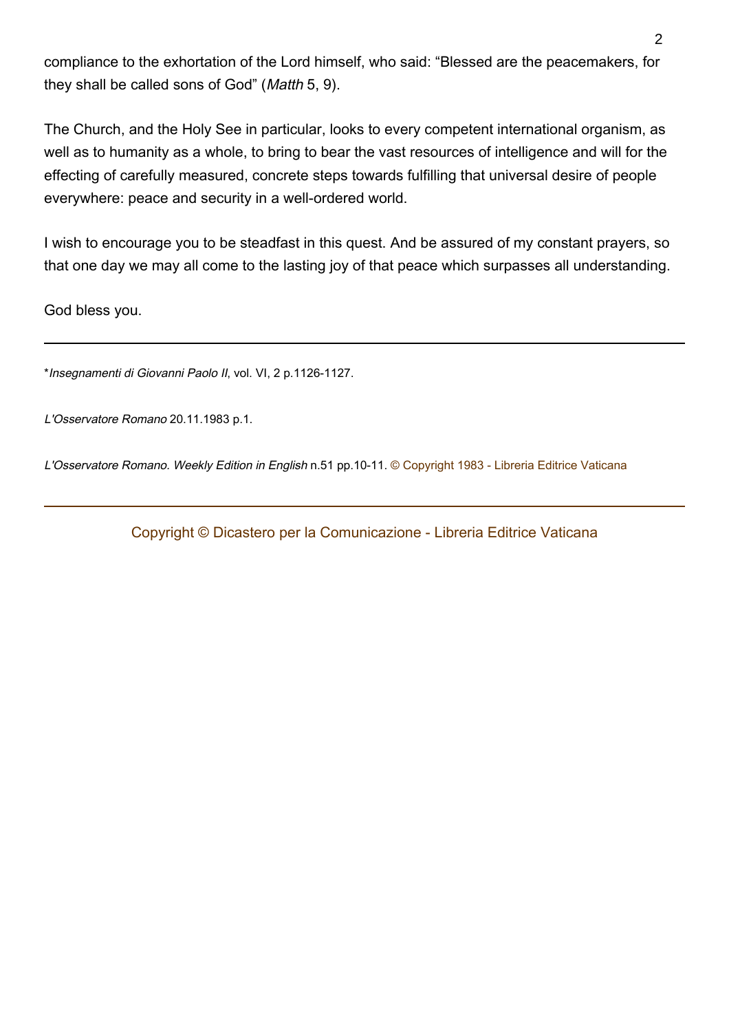compliance to the exhortation of the Lord himself, who said: “Blessed are the peacemakers, for they shall be called sons of God” (*Matth* 5, 9).

The Church, and the Holy See in particular, looks to every competent international organism, as well as to humanity as a whole, to bring to bear the vast resources of intelligence and will for the effecting of carefully measured, concrete steps towards fulfilling that universal desire of people everywhere: peace and security in a well-ordered world.

I wish to encourage you to be steadfast in this quest. And be assured of my constant prayers, so that one day we may all come to the lasting joy of that peace which surpasses all understanding.

God bless you.

---

**Insegnamenti di Giovanni Paolo II*, vol. VI, 2 p.1126-1127.

*L'Osservatore Romano* 20.11.1983 p.1.

*L'Osservatore Romano. Weekly Edition in English* n.51 pp.10-11. © Copyright 1983 - Libreria Editrice Vaticana

---

Copyright © Dicastero per la Comunicazione - Libreria Editrice Vaticana